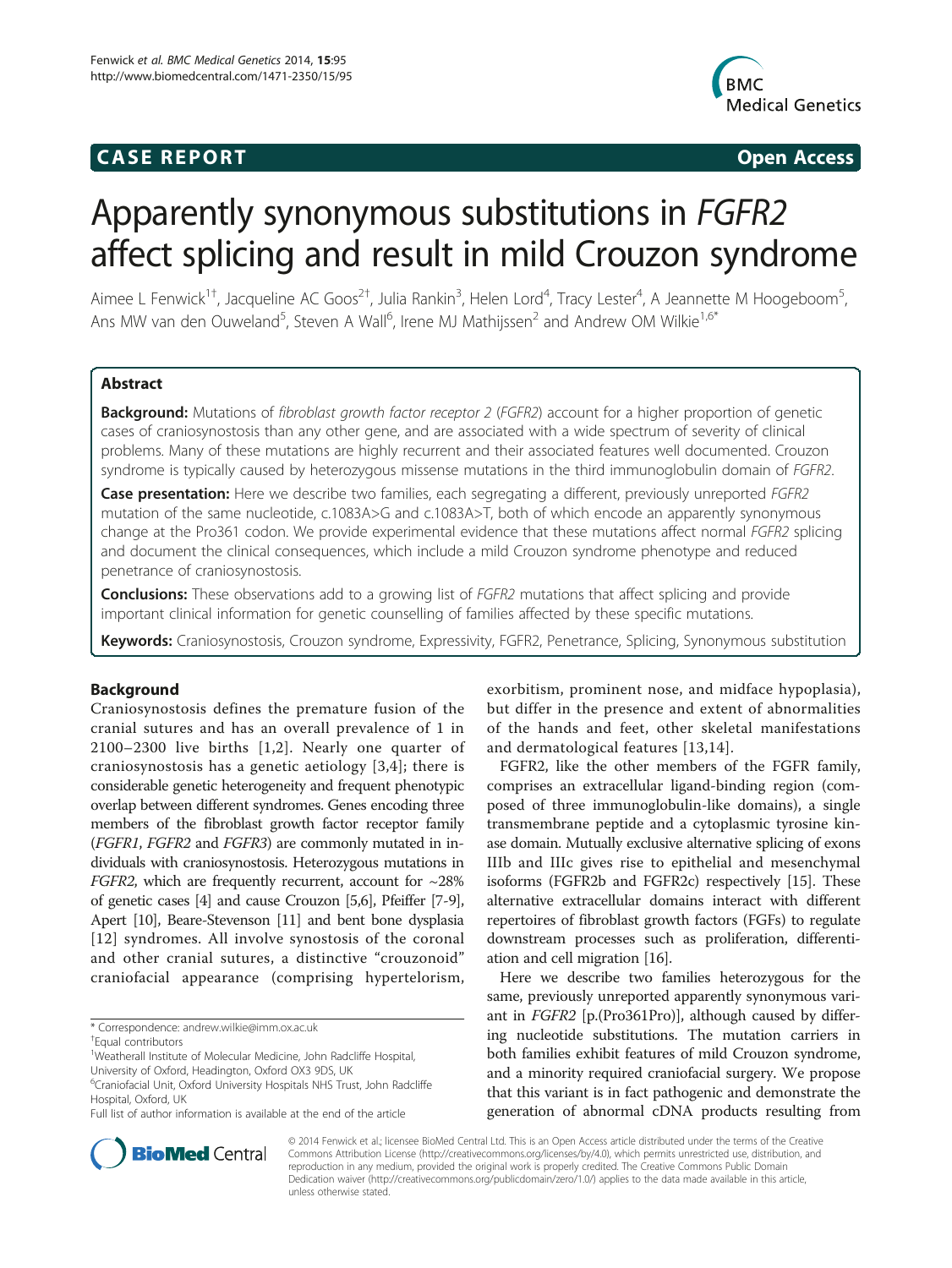**CASE REPORT** **Open Access**

# Apparently synonymous substitutions in *FGFR2* affect splicing and result in mild Crouzon syndrome

Aimee L Fenwick[1†], Jacqueline AC Goos[2†], Julia Rankin[3], Helen Lord[4], Tracy Lester[4], A Jeannette M Hoogeboom[5], Ans MW van den Ouweland[5], Steven A Wall[6], Irene MJ Mathijssen[2] and Andrew OM Wilkie[1,6*]

## Abstract

**Background:** Mutations of *fibroblast growth factor receptor 2* (*FGFR2*) account for a higher proportion of genetic cases of craniosynostosis than any other gene, and are associated with a wide spectrum of severity of clinical problems. Many of these mutations are highly recurrent and their associated features well documented. Crouzon syndrome is typically caused by heterozygous missense mutations in the third immunoglobulin domain of *FGFR2*.

**Case presentation:** Here we describe two families, each segregating a different, previously unreported *FGFR2* mutation of the same nucleotide, c.1083A>G and c.1083A>T, both of which encode an apparently synonymous change at the Pro361 codon. We provide experimental evidence that these mutations affect normal *FGFR2* splicing and document the clinical consequences, which include a mild Crouzon syndrome phenotype and reduced penetrance of craniosynostosis.

**Conclusions:** These observations add to a growing list of *FGFR2* mutations that affect splicing and provide important clinical information for genetic counselling of families affected by these specific mutations.

**Keywords:** Craniosynostosis, Crouzon syndrome, Expressivity, FGFR2, Penetrance, Splicing, Synonymous substitution

## Background

Craniosynostosis defines the premature fusion of the cranial sutures and has an overall prevalence of 1 in 2100–2300 live births [1,2]. Nearly one quarter of craniosynostosis has a genetic aetiology [3,4]; there is considerable genetic heterogeneity and frequent phenotypic overlap between different syndromes. Genes encoding three members of the fibroblast growth factor receptor family (*FGFR1*, *FGFR2* and *FGFR3*) are commonly mutated in individuals with craniosynostosis. Heterozygous mutations in *FGFR2*, which are frequently recurrent, account for ~28% of genetic cases [4] and cause Crouzon [5,6], Pfeiffer [7-9], Apert [10], Beare-Stevenson [11] and bent bone dysplasia [12] syndromes. All involve synostosis of the coronal and other cranial sutures, a distinctive "crouzonoid" craniofacial appearance (comprising hypertelorism, exorbitism, prominent nose, and midface hypoplasia), but differ in the presence and extent of abnormalities of the hands and feet, other skeletal manifestations and dermatological features [13,14].

FGFR2, like the other members of the FGFR family, comprises an extracellular ligand-binding region (composed of three immunoglobulin-like domains), a single transmembrane peptide and a cytoplasmic tyrosine kinase domain. Mutually exclusive alternative splicing of exons IIIb and IIIc gives rise to epithelial and mesenchymal isoforms (FGFR2b and FGFR2c) respectively [15]. These alternative extracellular domains interact with different repertoires of fibroblast growth factors (FGFs) to regulate downstream processes such as proliferation, differentiation and cell migration [16].

Here we describe two families heterozygous for the same, previously unreported apparently synonymous variant in *FGFR2* [p.(Pro361Pro)], although caused by differing nucleotide substitutions. The mutation carriers in both families exhibit features of mild Crouzon syndrome, and a minority required craniofacial surgery. We propose that this variant is in fact pathogenic and demonstrate the generation of abnormal cDNA products resulting from

---

\* Correspondence: andrew.wilkie@imm.ox.ac.uk
†Equal contributors
[1]Weatherall Institute of Molecular Medicine, John Radcliffe Hospital, University of Oxford, Headington, Oxford OX3 9DS, UK
[6]Craniofacial Unit, Oxford University Hospitals NHS Trust, John Radcliffe Hospital, Oxford, UK
Full list of author information is available at the end of the article

© 2014 Fenwick et al.; licensee BioMed Central Ltd. This is an Open Access article distributed under the terms of the Creative Commons Attribution License (http://creativecommons.org/licenses/by/4.0), which permits unrestricted use, distribution, and reproduction in any medium, provided the original work is properly credited. The Creative Commons Public Domain Dedication waiver (http://creativecommons.org/publicdomain/zero/1.0/) applies to the data made available in this article, unless otherwise stated.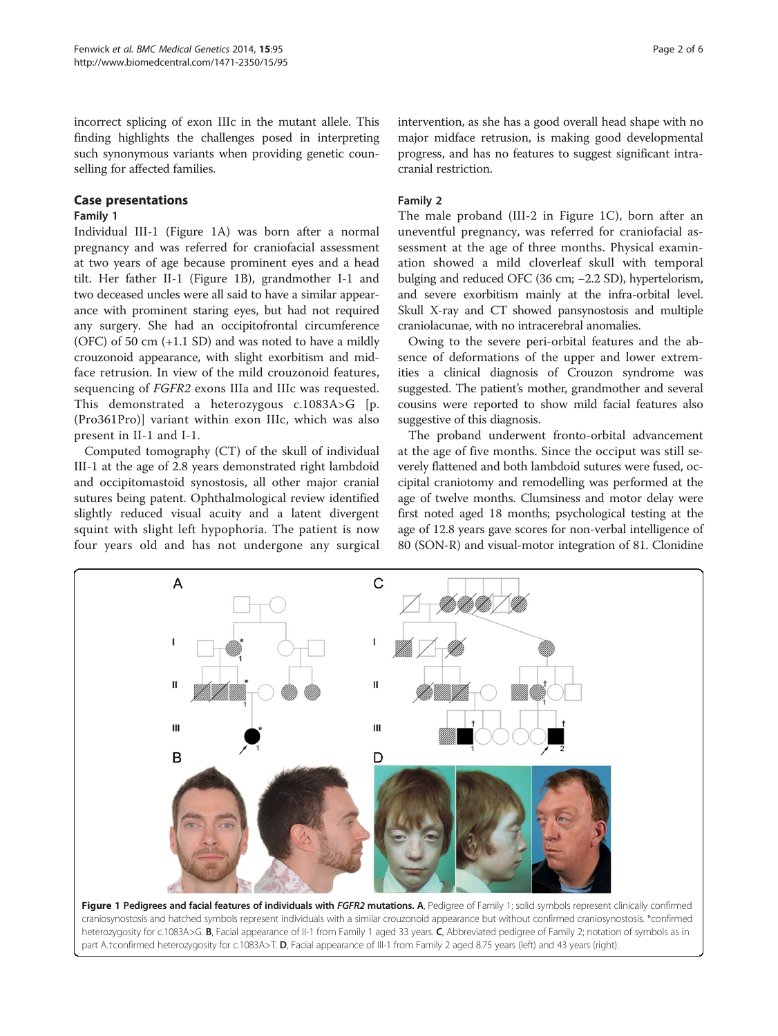incorrect splicing of exon IIIc in the mutant allele. This finding highlights the challenges posed in interpreting such synonymous variants when providing genetic counselling for affected families.

## Case presentations

### Family 1

Individual III-1 (Figure 1A) was born after a normal pregnancy and was referred for craniofacial assessment at two years of age because prominent eyes and a head tilt. Her father II-1 (Figure 1B), grandmother I-1 and two deceased uncles were all said to have a similar appearance with prominent staring eyes, but had not required any surgery. She had an occipitofrontal circumference (OFC) of 50 cm (+1.1 SD) and was noted to have a mildly crouzonoid appearance, with slight exorbitism and midface retrusion. In view of the mild crouzonoid features, sequencing of *FGFR2* exons IIIa and IIIc was requested. This demonstrated a heterozygous c.1083A>G [p.(Pro361Pro)] variant within exon IIIc, which was also present in II-1 and I-1.

Computed tomography (CT) of the skull of individual III-1 at the age of 2.8 years demonstrated right lambdoid and occipitomastoid synostosis, all other major cranial sutures being patent. Ophthalmological review identified slightly reduced visual acuity and a latent divergent squint with slight left hypophoria. The patient is now four years old and has not undergone any surgical intervention, as she has a good overall head shape with no major midface retrusion, is making good developmental progress, and has no features to suggest significant intracranial restriction.

### Family 2

The male proband (III-2 in Figure 1C), born after an uneventful pregnancy, was referred for craniofacial assessment at the age of three months. Physical examination showed a mild cloverleaf skull with temporal bulging and reduced OFC (36 cm; −2.2 SD), hypertelorism, and severe exorbitism mainly at the infra-orbital level. Skull X-ray and CT showed pansynostosis and multiple craniolacunae, with no intracerebral anomalies.

Owing to the severe peri-orbital features and the absence of deformations of the upper and lower extremities a clinical diagnosis of Crouzon syndrome was suggested. The patient's mother, grandmother and several cousins were reported to show mild facial features also suggestive of this diagnosis.

The proband underwent fronto-orbital advancement at the age of five months. Since the occiput was still severely flattened and both lambdoid sutures were fused, occipital craniotomy and remodelling was performed at the age of twelve months. Clumsiness and motor delay were first noted aged 18 months; psychological testing at the age of 12.8 years gave scores for non-verbal intelligence of 80 (SON-R) and visual-motor integration of 81. Clonidine

**Figure 1 Pedigrees and facial features of individuals with *FGFR2* mutations. A**, Pedigree of Family 1; solid symbols represent clinically confirmed craniosynostosis and hatched symbols represent individuals with a similar crouzonoid appearance but without confirmed craniosynostosis. *confirmed heterozygosity for c.1083A>G. **B**, Facial appearance of II-1 from Family 1 aged 33 years. **C**, Abbreviated pedigree of Family 2; notation of symbols as in part A.†confirmed heterozygosity for c.1083A>T. **D**, Facial appearance of III-1 from Family 2 aged 8.75 years (left) and 43 years (right).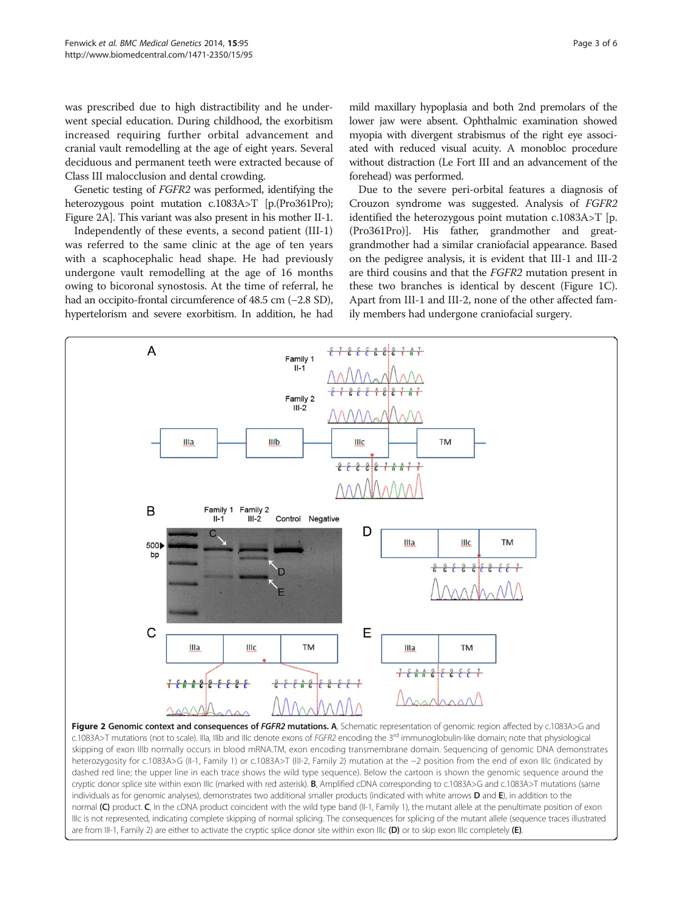was prescribed due to high distractibility and he underwent special education. During childhood, the exorbitism increased requiring further orbital advancement and cranial vault remodelling at the age of eight years. Several deciduous and permanent teeth were extracted because of Class III malocclusion and dental crowding.

Genetic testing of *FGFR2* was performed, identifying the heterozygous point mutation c.1083A>T [p.(Pro361Pro); Figure 2A]. This variant was also present in his mother II-1.

Independently of these events, a second patient (III-1) was referred to the same clinic at the age of ten years with a scaphocephalic head shape. He had previously undergone vault remodelling at the age of 16 months owing to bicoronal synostosis. At the time of referral, he had an occipito-frontal circumference of 48.5 cm (−2.8 SD), hypertelorism and severe exorbitism. In addition, he had mild maxillary hypoplasia and both 2nd premolars of the lower jaw were absent. Ophthalmic examination showed myopia with divergent strabismus of the right eye associated with reduced visual acuity. A monobloc procedure without distraction (Le Fort III and an advancement of the forehead) was performed.

Due to the severe peri-orbital features a diagnosis of Crouzon syndrome was suggested. Analysis of *FGFR2* identified the heterozygous point mutation c.1083A>T [p.(Pro361Pro)]. His father, grandmother and great-grandmother had a similar craniofacial appearance. Based on the pedigree analysis, it is evident that III-1 and III-2 are third cousins and that the *FGFR2* mutation present in these two branches is identical by descent (Figure 1C). Apart from III-1 and III-2, none of the other affected family members had undergone craniofacial surgery.

**Figure 2 Genomic context and consequences of *FGFR2* mutations.** **A**, Schematic representation of genomic region affected by c.1083A>G and c.1083A>T mutations (not to scale). IIIa, IIIb and IIIc denote exons of *FGFR2* encoding the 3rd immunoglobulin-like domain; note that physiological skipping of exon IIIb normally occurs in blood mRNA.TM, exon encoding transmembrane domain. Sequencing of genomic DNA demonstrates heterozygosity for c.1083A>G (II-1, Family 1) or c.1083A>T (III-2, Family 2) mutation at the −2 position from the end of exon IIIc (indicated by dashed red line; the upper line in each trace shows the wild type sequence). Below the cartoon is shown the genomic sequence around the cryptic donor splice site within exon IIIc (marked with red asterisk). **B**, Amplified cDNA corresponding to c.1083A>G and c.1083A>T mutations (same individuals as for genomic analyses), demonstrates two additional smaller products (indicated with white arrows **D** and **E**), in addition to the normal **(C)** product. **C**, In the cDNA product coincident with the wild type band (II-1, Family 1), the mutant allele at the penultimate position of exon IIIc is not represented, indicating complete skipping of normal splicing. The consequences for splicing of the mutant allele (sequence traces illustrated are from III-1, Family 2) are either to activate the cryptic splice donor site within exon IIIc **(D)** or to skip exon IIIc completely **(E)**.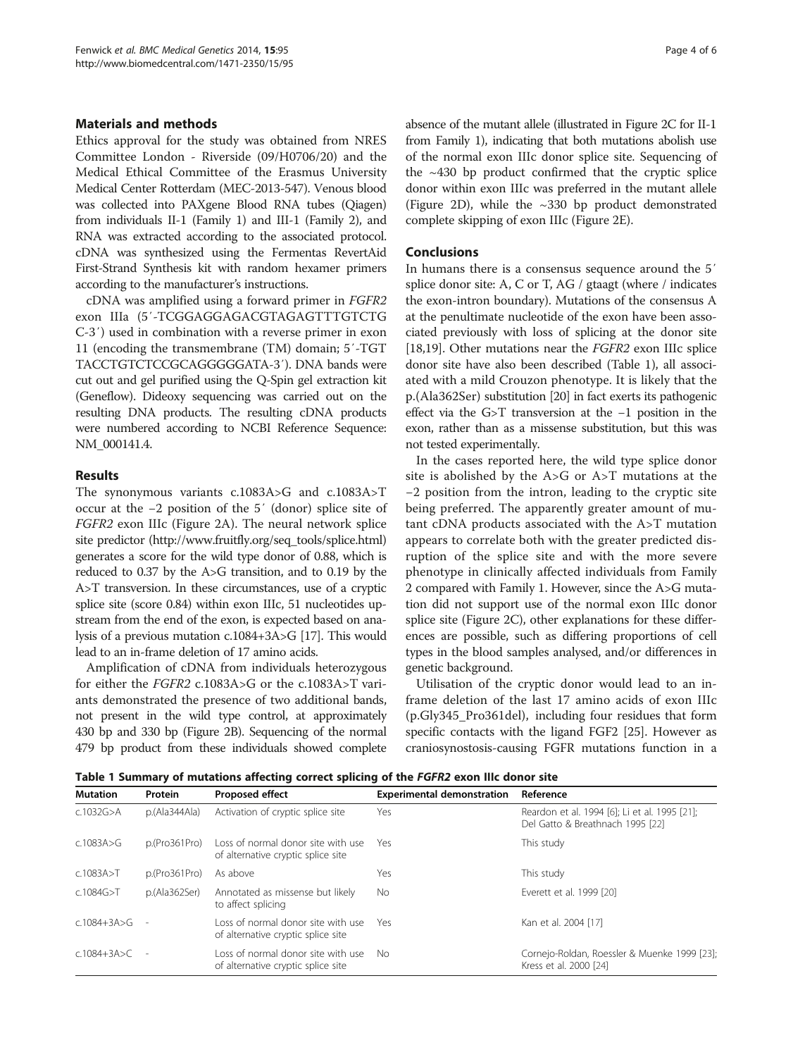## Materials and methods

Ethics approval for the study was obtained from NRES Committee London - Riverside (09/H0706/20) and the Medical Ethical Committee of the Erasmus University Medical Center Rotterdam (MEC-2013-547). Venous blood was collected into PAXgene Blood RNA tubes (Qiagen) from individuals II-1 (Family 1) and III-1 (Family 2), and RNA was extracted according to the associated protocol. cDNA was synthesized using the Fermentas RevertAid First-Strand Synthesis kit with random hexamer primers according to the manufacturer's instructions.

cDNA was amplified using a forward primer in *FGFR2* exon IIIa (5′-TCGGAGGAGACGTAGAGTTTGTCTG C-3′) used in combination with a reverse primer in exon 11 (encoding the transmembrane (TM) domain; 5′-TGT TACCTGTCTCCGCAGGGGGATA-3′). DNA bands were cut out and gel purified using the Q-Spin gel extraction kit (Geneflow). Dideoxy sequencing was carried out on the resulting DNA products. The resulting cDNA products were numbered according to NCBI Reference Sequence: NM_000141.4.

## Results

The synonymous variants c.1083A>G and c.1083A>T occur at the −2 position of the 5′ (donor) splice site of *FGFR2* exon IIIc (Figure 2A). The neural network splice site predictor (http://www.fruitfly.org/seq_tools/splice.html) generates a score for the wild type donor of 0.88, which is reduced to 0.37 by the A>G transition, and to 0.19 by the A>T transversion. In these circumstances, use of a cryptic splice site (score 0.84) within exon IIIc, 51 nucleotides upstream from the end of the exon, is expected based on analysis of a previous mutation c.1084+3A>G [17]. This would lead to an in-frame deletion of 17 amino acids.

Amplification of cDNA from individuals heterozygous for either the *FGFR2* c.1083A>G or the c.1083A>T variants demonstrated the presence of two additional bands, not present in the wild type control, at approximately 430 bp and 330 bp (Figure 2B). Sequencing of the normal 479 bp product from these individuals showed complete absence of the mutant allele (illustrated in Figure 2C for II-1 from Family 1), indicating that both mutations abolish use of the normal exon IIIc donor splice site. Sequencing of the ~430 bp product confirmed that the cryptic splice donor within exon IIIc was preferred in the mutant allele (Figure 2D), while the ~330 bp product demonstrated complete skipping of exon IIIc (Figure 2E).

## Conclusions

In humans there is a consensus sequence around the 5′ splice donor site: A, C or T, AG / gtaagt (where / indicates the exon-intron boundary). Mutations of the consensus A at the penultimate nucleotide of the exon have been associated previously with loss of splicing at the donor site [18,19]. Other mutations near the *FGFR2* exon IIIc splice donor site have also been described (Table 1), all associated with a mild Crouzon phenotype. It is likely that the p.(Ala362Ser) substitution [20] in fact exerts its pathogenic effect via the G>T transversion at the −1 position in the exon, rather than as a missense substitution, but this was not tested experimentally.

In the cases reported here, the wild type splice donor site is abolished by the A>G or A>T mutations at the −2 position from the intron, leading to the cryptic site being preferred. The apparently greater amount of mutant cDNA products associated with the A>T mutation appears to correlate both with the greater predicted disruption of the splice site and with the more severe phenotype in clinically affected individuals from Family 2 compared with Family 1. However, since the A>G mutation did not support use of the normal exon IIIc donor splice site (Figure 2C), other explanations for these differences are possible, such as differing proportions of cell types in the blood samples analysed, and/or differences in genetic background.

Utilisation of the cryptic donor would lead to an in-frame deletion of the last 17 amino acids of exon IIIc (p.Gly345_Pro361del), including four residues that form specific contacts with the ligand FGF2 [25]. However as craniosynostosis-causing FGFR mutations function in a

**Table 1 Summary of mutations affecting correct splicing of the *FGFR2* exon IIIc donor site**

| Mutation | Protein | Proposed effect | Experimental demonstration | Reference |
|---|---|---|---|---|
| c.1032G>A | p.(Ala344Ala) | Activation of cryptic splice site | Yes | Reardon et al. 1994 [6]; Li et al. 1995 [21]; Del Gatto & Breathnach 1995 [22] |
| c.1083A>G | p.(Pro361Pro) | Loss of normal donor site with use of alternative cryptic splice site | Yes | This study |
| c.1083A>T | p.(Pro361Pro) | As above | Yes | This study |
| c.1084G>T | p.(Ala362Ser) | Annotated as missense but likely to affect splicing | No | Everett et al. 1999 [20] |
| c.1084+3A>G | - | Loss of normal donor site with use of alternative cryptic splice site | Yes | Kan et al. 2004 [17] |
| c.1084+3A>C | - | Loss of normal donor site with use of alternative cryptic splice site | No | Cornejo-Roldan, Roessler & Muenke 1999 [23]; Kress et al. 2000 [24] |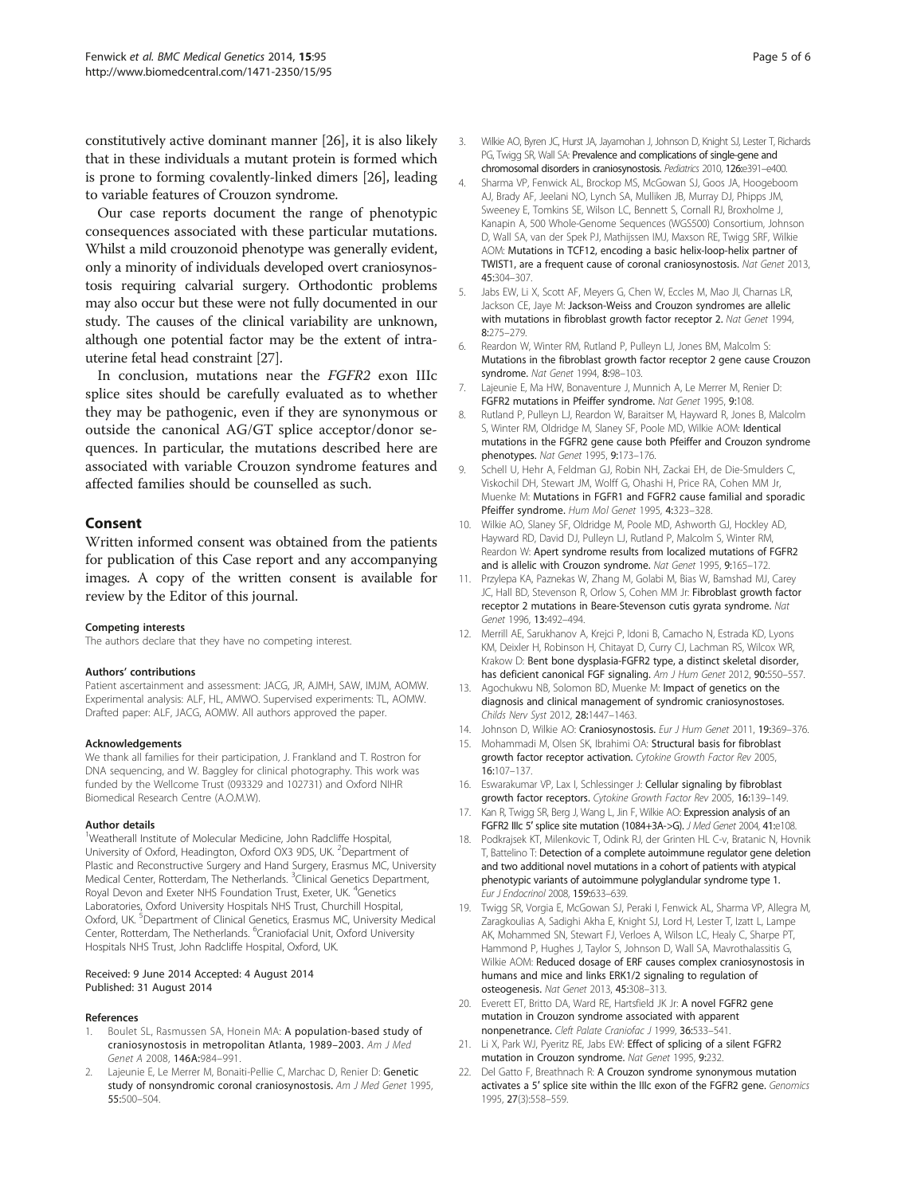constitutively active dominant manner [26], it is also likely that in these individuals a mutant protein is formed which is prone to forming covalently-linked dimers [26], leading to variable features of Crouzon syndrome.

Our case reports document the range of phenotypic consequences associated with these particular mutations. Whilst a mild crouzonoid phenotype was generally evident, only a minority of individuals developed overt craniosynostosis requiring calvarial surgery. Orthodontic problems may also occur but these were not fully documented in our study. The causes of the clinical variability are unknown, although one potential factor may be the extent of intrauterine fetal head constraint [27].

In conclusion, mutations near the *FGFR2* exon IIIc splice sites should be carefully evaluated as to whether they may be pathogenic, even if they are synonymous or outside the canonical AG/GT splice acceptor/donor sequences. In particular, the mutations described here are associated with variable Crouzon syndrome features and affected families should be counselled as such.

## Consent

Written informed consent was obtained from the patients for publication of this Case report and any accompanying images. A copy of the written consent is available for review by the Editor of this journal.

#### Competing interests

The authors declare that they have no competing interest.

#### Authors' contributions

Patient ascertainment and assessment: JACG, JR, AJMH, SAW, IMJM, AOMW. Experimental analysis: ALF, HL, AMWO. Supervised experiments: TL, AOMW. Drafted paper: ALF, JACG, AOMW. All authors approved the paper.

#### Acknowledgements

We thank all families for their participation, J. Frankland and T. Rostron for DNA sequencing, and W. Baggley for clinical photography. This work was funded by the Wellcome Trust (093329 and 102731) and Oxford NIHR Biomedical Research Centre (A.O.M.W).

#### Author details

[1]Weatherall Institute of Molecular Medicine, John Radcliffe Hospital, University of Oxford, Headington, Oxford OX3 9DS, UK. [2]Department of Plastic and Reconstructive Surgery and Hand Surgery, Erasmus MC, University Medical Center, Rotterdam, The Netherlands. [3]Clinical Genetics Department, Royal Devon and Exeter NHS Foundation Trust, Exeter, UK. [4]Genetics Laboratories, Oxford University Hospitals NHS Trust, Churchill Hospital, Oxford, UK. [5]Department of Clinical Genetics, Erasmus MC, University Medical Center, Rotterdam, The Netherlands. [6]Craniofacial Unit, Oxford University Hospitals NHS Trust, John Radcliffe Hospital, Oxford, UK.

Received: 9 June 2014 Accepted: 4 August 2014
Published: 31 August 2014

#### References

1. Boulet SL, Rasmussen SA, Honein MA: **A population-based study of craniosynostosis in metropolitan Atlanta, 1989–2003.** *Am J Med Genet A* 2008, **146A:**984–991.
2. Lajeunie E, Le Merrer M, Bonaiti-Pellie C, Marchac D, Renier D: **Genetic study of nonsyndromic coronal craniosynostosis.** *Am J Med Genet* 1995, **55:**500–504.
3. Wilkie AO, Byren JC, Hurst JA, Jayamohan J, Johnson D, Knight SJ, Lester T, Richards PG, Twigg SR, Wall SA: **Prevalence and complications of single-gene and chromosomal disorders in craniosynostosis.** *Pediatrics* 2010, **126:**e391–e400.
4. Sharma VP, Fenwick AL, Brockop MS, McGowan SJ, Goos JA, Hoogeboom AJ, Brady AF, Jeelani NO, Lynch SA, Mulliken JB, Murray DJ, Phipps JM, Sweeney E, Tomkins SE, Wilson LC, Bennett S, Cornall RJ, Broxholme J, Kanapin A, 500 Whole-Genome Sequences (WGS500) Consortium, Johnson D, Wall SA, van der Spek PJ, Mathijssen IMJ, Maxson RE, Twigg SRF, Wilkie AOM: **Mutations in TCF12, encoding a basic helix-loop-helix partner of TWIST1, are a frequent cause of coronal craniosynostosis.** *Nat Genet* 2013, **45:**304–307.
5. Jabs EW, Li X, Scott AF, Meyers G, Chen W, Eccles M, Mao JI, Charnas LR, Jackson CE, Jaye M: **Jackson-Weiss and Crouzon syndromes are allelic with mutations in fibroblast growth factor receptor 2.** *Nat Genet* 1994, **8:**275–279.
6. Reardon W, Winter RM, Rutland P, Pulleyn LJ, Jones BM, Malcolm S: **Mutations in the fibroblast growth factor receptor 2 gene cause Crouzon syndrome.** *Nat Genet* 1994, **8:**98–103.
7. Lajeunie E, Ma HW, Bonaventure J, Munnich A, Le Merrer M, Renier D: **FGFR2 mutations in Pfeiffer syndrome.** *Nat Genet* 1995, **9:**108.
8. Rutland P, Pulleyn LJ, Reardon W, Baraitser M, Hayward R, Jones B, Malcolm S, Winter RM, Oldridge M, Slaney SF, Poole MD, Wilkie AOM: **Identical mutations in the FGFR2 gene cause both Pfeiffer and Crouzon syndrome phenotypes.** *Nat Genet* 1995, **9:**173–176.
9. Schell U, Hehr A, Feldman GJ, Robin NH, Zackai EH, de Die-Smulders C, Viskochil DH, Stewart JM, Wolff G, Ohashi H, Price RA, Cohen MM Jr, Muenke M: **Mutations in FGFR1 and FGFR2 cause familial and sporadic Pfeiffer syndrome.** *Hum Mol Genet* 1995, **4:**323–328.
10. Wilkie AO, Slaney SF, Oldridge M, Poole MD, Ashworth GJ, Hockley AD, Hayward RD, David DJ, Pulleyn LJ, Rutland P, Malcolm S, Winter RM, Reardon W: **Apert syndrome results from localized mutations of FGFR2 and is allelic with Crouzon syndrome.** *Nat Genet* 1995, **9:**165–172.
11. Przylepa KA, Paznekas W, Zhang M, Golabi M, Bias W, Bamshad MJ, Carey JC, Hall BD, Stevenson R, Orlow S, Cohen MM Jr: **Fibroblast growth factor receptor 2 mutations in Beare-Stevenson cutis gyrata syndrome.** *Nat Genet* 1996, **13:**492–494.
12. Merrill AE, Sarukhanov A, Krejci P, Idoni B, Camacho N, Estrada KD, Lyons KM, Deixler H, Robinson H, Chitayat D, Curry CJ, Lachman RS, Wilcox WR, Krakow D: **Bent bone dysplasia-FGFR2 type, a distinct skeletal disorder, has deficient canonical FGF signaling.** *Am J Hum Genet* 2012, **90:**550–557.
13. Agochukwu NB, Solomon BD, Muenke M: **Impact of genetics on the diagnosis and clinical management of syndromic craniosynostoses.** *Childs Nerv Syst* 2012, **28:**1447–1463.
14. Johnson D, Wilkie AO: **Craniosynostosis.** *Eur J Hum Genet* 2011, **19:**369–376.
15. Mohammadi M, Olsen SK, Ibrahimi OA: **Structural basis for fibroblast growth factor receptor activation.** *Cytokine Growth Factor Rev* 2005, **16:**107–137.
16. Eswarakumar VP, Lax I, Schlessinger J: **Cellular signaling by fibroblast growth factor receptors.** *Cytokine Growth Factor Rev* 2005, **16:**139–149.
17. Kan R, Twigg SR, Berg J, Wang L, Jin F, Wilkie AO: **Expression analysis of an FGFR2 IIIc 5′ splice site mutation (1084+3A->G).** *J Med Genet* 2004, **41:**e108.
18. Podkrajsek KT, Milenkovic T, Odink RJ, der Grinten HL C-v, Bratanic N, Hovnik T, Battelino T: **Detection of a complete autoimmune regulator gene deletion and two additional novel mutations in a cohort of patients with atypical phenotypic variants of autoimmune polyglandular syndrome type 1.** *Eur J Endocrinol* 2008, **159:**633–639.
19. Twigg SR, Vorgia E, McGowan SJ, Peraki I, Fenwick AL, Sharma VP, Allegra M, Zaragkoulias A, Sadighi Akha E, Knight SJ, Lord H, Lester T, Izatt L, Lampe AK, Mohammed SN, Stewart FJ, Verloes A, Wilson LC, Healy C, Sharpe PT, Hammond P, Hughes J, Taylor S, Johnson D, Wall SA, Mavrothalassitis G, Wilkie AOM: **Reduced dosage of ERF causes complex craniosynostosis in humans and mice and links ERK1/2 signaling to regulation of osteogenesis.** *Nat Genet* 2013, **45:**308–313.
20. Everett ET, Britto DA, Ward RE, Hartsfield JK Jr: **A novel FGFR2 gene mutation in Crouzon syndrome associated with apparent nonpenetrance.** *Cleft Palate Craniofac J* 1999, **36:**533–541.
21. Li X, Park WJ, Pyeritz RE, Jabs EW: **Effect of splicing of a silent FGFR2 mutation in Crouzon syndrome.** *Nat Genet* 1995, **9:**232.
22. Del Gatto F, Breathnach R: **A Crouzon syndrome synonymous mutation activates a 5′ splice site within the IIIc exon of the FGFR2 gene.** *Genomics* 1995, **27**(3):558–559.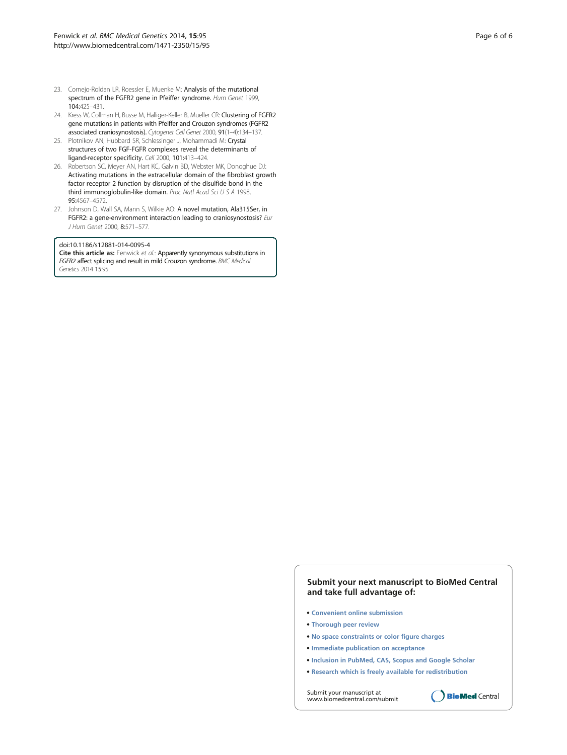23. Cornejo-Roldan LR, Roessler E, Muenke M: **Analysis of the mutational spectrum of the FGFR2 gene in Pfeiffer syndrome.** *Hum Genet* 1999, **104:**425–431.
24. Kress W, Collman H, Busse M, Halliger-Keller B, Mueller CR: **Clustering of FGFR2 gene mutations in patients with Pfeiffer and Crouzon syndromes (FGFR2 associated craniosynostosis).** *Cytogenet Cell Genet* 2000, **91**(1–4):134–137.
25. Plotnikov AN, Hubbard SR, Schlessinger J, Mohammadi M: **Crystal structures of two FGF-FGFR complexes reveal the determinants of ligand-receptor specificity.** *Cell* 2000, **101:**413–424.
26. Robertson SC, Meyer AN, Hart KC, Galvin BD, Webster MK, Donoghue DJ: **Activating mutations in the extracellular domain of the fibroblast growth factor receptor 2 function by disruption of the disulfide bond in the third immunoglobulin-like domain.** *Proc Natl Acad Sci U S A* 1998, **95:**4567–4572.
27. Johnson D, Wall SA, Mann S, Wilkie AO: **A novel mutation, Ala315Ser, in FGFR2: a gene-environment interaction leading to craniosynostosis?** *Eur J Hum Genet* 2000, **8:**571–577.

doi:10.1186/s12881-014-0095-4
**Cite this article as:** Fenwick *et al.*: **Apparently synonymous substitutions in *FGFR2* affect splicing and result in mild Crouzon syndrome.** *BMC Medical Genetics* 2014 **15**:95.

**Submit your next manuscript to BioMed Central and take full advantage of:**

- **Convenient online submission**
- **Thorough peer review**
- **No space constraints or color figure charges**
- **Immediate publication on acceptance**
- **Inclusion in PubMed, CAS, Scopus and Google Scholar**
- **Research which is freely available for redistribution**

Submit your manuscript at
www.biomedcentral.com/submit

BioMed Central